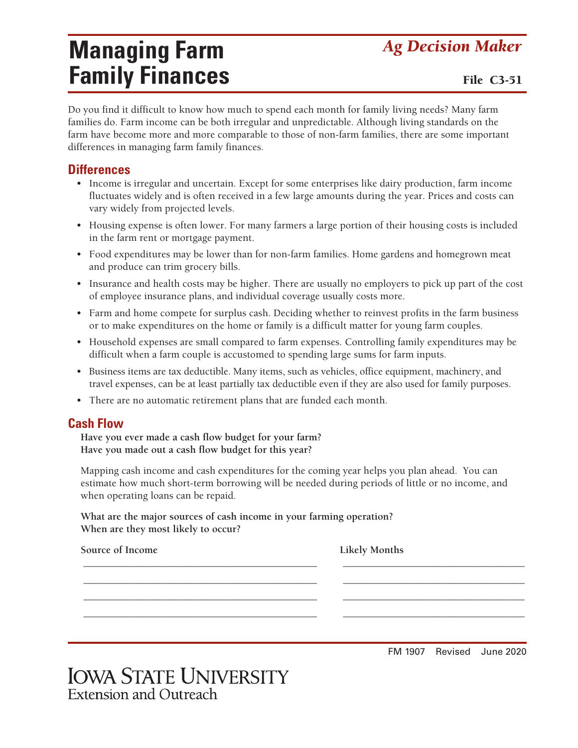# Managing Farm Family Finances

*Ag Decision Maker*

File C3-51

Do you find it difficult to know how much to spend each month for family living needs? Many farm families do. Farm income can be both irregular and unpredictable. Although living standards on the farm have become more and more comparable to those of non-farm families, there are some important differences in managing farm family finances.

## Differences

- Income is irregular and uncertain. Except for some enterprises like dairy production, farm income fluctuates widely and is often received in a few large amounts during the year. Prices and costs can vary widely from projected levels.
- Housing expense is often lower. For many farmers a large portion of their housing costs is included in the farm rent or mortgage payment.
- Food expenditures may be lower than for non-farm families. Home gardens and homegrown meat and produce can trim grocery bills.
- Insurance and health costs may be higher. There are usually no employers to pick up part of the cost of employee insurance plans, and individual coverage usually costs more.
- Farm and home compete for surplus cash. Deciding whether to reinvest profits in the farm business or to make expenditures on the home or family is a difficult matter for young farm couples.
- Household expenses are small compared to farm expenses. Controlling family expenditures may be difficult when a farm couple is accustomed to spending large sums for farm inputs.
- Business items are tax deductible. Many items, such as vehicles, office equipment, machinery, and travel expenses, can be at least partially tax deductible even if they are also used for family purposes.
- There are no automatic retirement plans that are funded each month.

## Cash Flow

**Have you ever made a cash flow budget for your farm?**
**Have you made out a cash flow budget for this year?**

Mapping cash income and cash expenditures for the coming year helps you plan ahead. You can estimate how much short-term borrowing will be needed during periods of little or no income, and when operating loans can be repaid.

**What are the major sources of cash income in your farming operation?**
**When are they most likely to occur?**

| Source of Income | Likely Months |
|---|---|
| ____________________ | ____________________ |
| ____________________ | ____________________ |
| ____________________ | ____________________ |
| ____________________ | ____________________ |

FM 1907 Revised June 2020

Iowa State University Extension and Outreach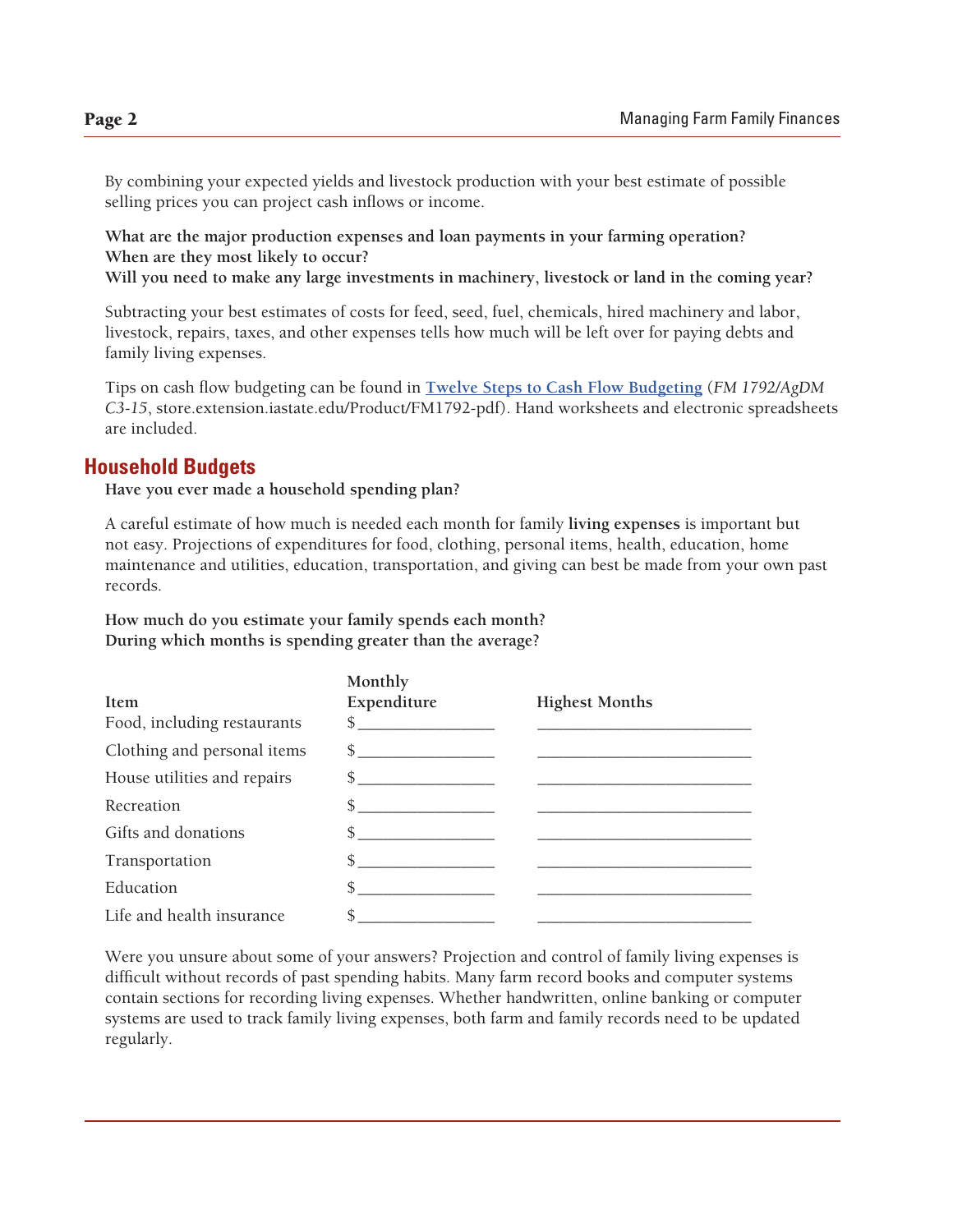By combining your expected yields and livestock production with your best estimate of possible selling prices you can project cash inflows or income.

**What are the major production expenses and loan payments in your farming operation?**
**When are they most likely to occur?**
**Will you need to make any large investments in machinery, livestock or land in the coming year?**

Subtracting your best estimates of costs for feed, seed, fuel, chemicals, hired machinery and labor, livestock, repairs, taxes, and other expenses tells how much will be left over for paying debts and family living expenses.

Tips on cash flow budgeting can be found in Twelve Steps to Cash Flow Budgeting (*FM 1792/AgDM C3-15*, store.extension.iastate.edu/Product/FM1792-pdf). Hand worksheets and electronic spreadsheets are included.

## Household Budgets

**Have you ever made a household spending plan?**

A careful estimate of how much is needed each month for family **living expenses** is important but not easy. Projections of expenditures for food, clothing, personal items, health, education, home maintenance and utilities, education, transportation, and giving can best be made from your own past records.

**How much do you estimate your family spends each month?**
**During which months is spending greater than the average?**

| Item | Monthly Expenditure | Highest Months |
|---|---|---|
| Food, including restaurants | $________________ | __________________________ |
| Clothing and personal items | $________________ | __________________________ |
| House utilities and repairs | $________________ | __________________________ |
| Recreation | $________________ | __________________________ |
| Gifts and donations | $________________ | __________________________ |
| Transportation | $________________ | __________________________ |
| Education | $________________ | __________________________ |
| Life and health insurance | $________________ | __________________________ |

Were you unsure about some of your answers? Projection and control of family living expenses is difficult without records of past spending habits. Many farm record books and computer systems contain sections for recording living expenses. Whether handwritten, online banking or computer systems are used to track family living expenses, both farm and family records need to be updated regularly.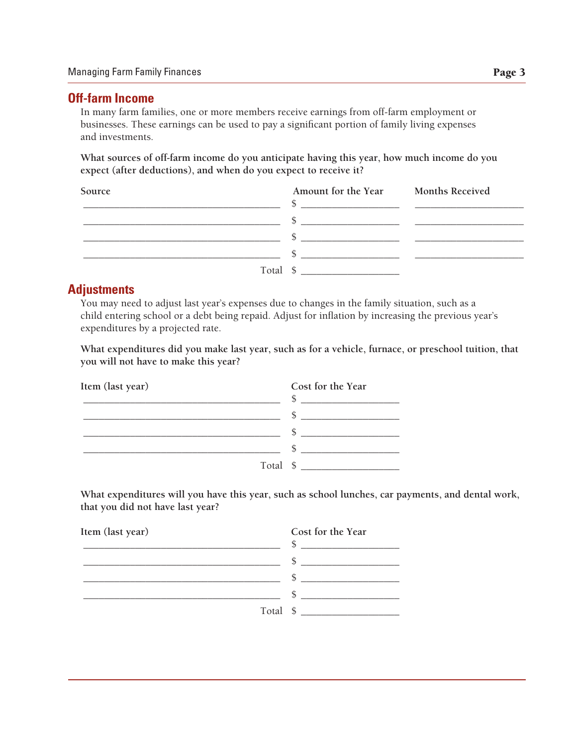## Off-farm Income

In many farm families, one or more members receive earnings from off-farm employment or businesses. These earnings can be used to pay a significant portion of family living expenses and investments.

**What sources of off-farm income do you anticipate having this year, how much income do you expect (after deductions), and when do you expect to receive it?**

| Source | Amount for the Year | Months Received |
|---|---|---|
| ____________________ | $ __________ | __________ |
| ____________________ | $ __________ | __________ |
| ____________________ | $ __________ | __________ |
| ____________________ | $ __________ | __________ |
| Total | $ __________ | |

## Adjustments

You may need to adjust last year's expenses due to changes in the family situation, such as a child entering school or a debt being repaid. Adjust for inflation by increasing the previous year's expenditures by a projected rate.

**What expenditures did you make last year, such as for a vehicle, furnace, or preschool tuition, that you will not have to make this year?**

| Item (last year) | Cost for the Year |
|---|---|
| ____________________ | $ __________ |
| ____________________ | $ __________ |
| ____________________ | $ __________ |
| ____________________ | $ __________ |
| Total | $ __________ |

**What expenditures will you have this year, such as school lunches, car payments, and dental work, that you did not have last year?**

| Item (last year) | Cost for the Year |
|---|---|
| ____________________ | $ __________ |
| ____________________ | $ __________ |
| ____________________ | $ __________ |
| ____________________ | $ __________ |
| Total | $ __________ |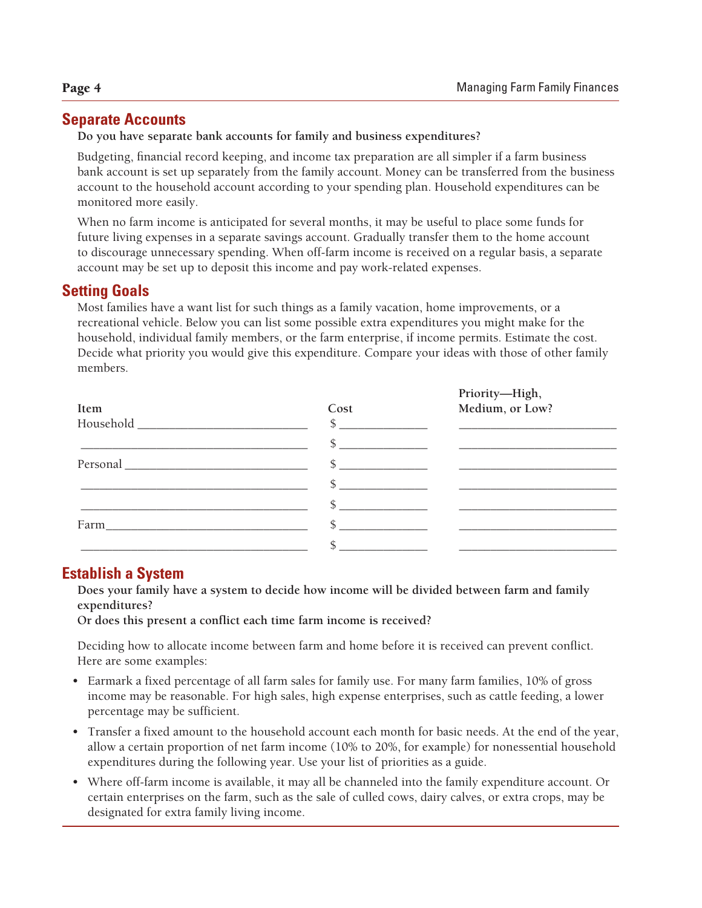## Separate Accounts

**Do you have separate bank accounts for family and business expenditures?**

Budgeting, financial record keeping, and income tax preparation are all simpler if a farm business bank account is set up separately from the family account. Money can be transferred from the business account to the household account according to your spending plan. Household expenditures can be monitored more easily.

When no farm income is anticipated for several months, it may be useful to place some funds for future living expenses in a separate savings account. Gradually transfer them to the home account to discourage unnecessary spending. When off-farm income is received on a regular basis, a separate account may be set up to deposit this income and pay work-related expenses.

## Setting Goals

Most families have a want list for such things as a family vacation, home improvements, or a recreational vehicle. Below you can list some possible extra expenditures you might make for the household, individual family members, or the farm enterprise, if income permits. Estimate the cost. Decide what priority you would give this expenditure. Compare your ideas with those of other family members.

| Item | Cost | Priority—High, Medium, or Low? |
| --- | --- | --- |
| Household ______________ | $ ______ | ______________ |
| ______________ | $ ______ | ______________ |
| Personal ______________ | $ ______ | ______________ |
| ______________ | $ ______ | ______________ |
| ______________ | $ ______ | ______________ |
| Farm ______________ | $ ______ | ______________ |
| ______________ | $ ______ | ______________ |

## Establish a System

**Does your family have a system to decide how income will be divided between farm and family expenditures?**
**Or does this present a conflict each time farm income is received?**

Deciding how to allocate income between farm and home before it is received can prevent conflict. Here are some examples:

- Earmark a fixed percentage of all farm sales for family use. For many farm families, 10% of gross income may be reasonable. For high sales, high expense enterprises, such as cattle feeding, a lower percentage may be sufficient.
- Transfer a fixed amount to the household account each month for basic needs. At the end of the year, allow a certain proportion of net farm income (10% to 20%, for example) for nonessential household expenditures during the following year. Use your list of priorities as a guide.
- Where off-farm income is available, it may all be channeled into the family expenditure account. Or certain enterprises on the farm, such as the sale of culled cows, dairy calves, or extra crops, may be designated for extra family living income.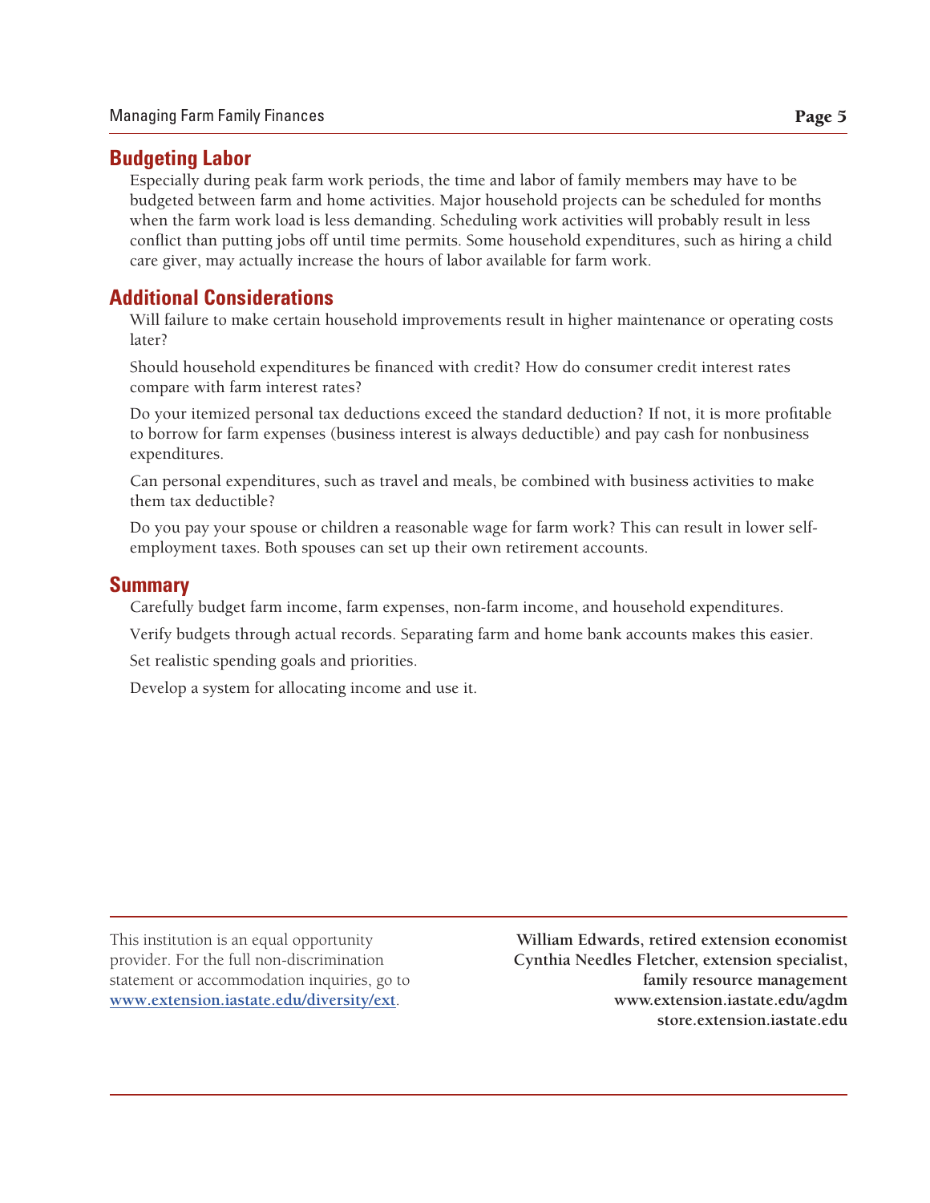## Budgeting Labor

Especially during peak farm work periods, the time and labor of family members may have to be budgeted between farm and home activities. Major household projects can be scheduled for months when the farm work load is less demanding. Scheduling work activities will probably result in less conflict than putting jobs off until time permits. Some household expenditures, such as hiring a child care giver, may actually increase the hours of labor available for farm work.

## Additional Considerations

Will failure to make certain household improvements result in higher maintenance or operating costs later?

Should household expenditures be financed with credit? How do consumer credit interest rates compare with farm interest rates?

Do your itemized personal tax deductions exceed the standard deduction? If not, it is more profitable to borrow for farm expenses (business interest is always deductible) and pay cash for nonbusiness expenditures.

Can personal expenditures, such as travel and meals, be combined with business activities to make them tax deductible?

Do you pay your spouse or children a reasonable wage for farm work? This can result in lower self-employment taxes. Both spouses can set up their own retirement accounts.

## Summary

Carefully budget farm income, farm expenses, non-farm income, and household expenditures.

Verify budgets through actual records. Separating farm and home bank accounts makes this easier.

Set realistic spending goals and priorities.

Develop a system for allocating income and use it.

This institution is an equal opportunity provider. For the full non-discrimination statement or accommodation inquiries, go to [www.extension.iastate.edu/diversity/ext](www.extension.iastate.edu/diversity/ext).

**William Edwards, retired extension economist**
**Cynthia Needles Fletcher, extension specialist, family resource management**
**www.extension.iastate.edu/agdm**
**store.extension.iastate.edu**